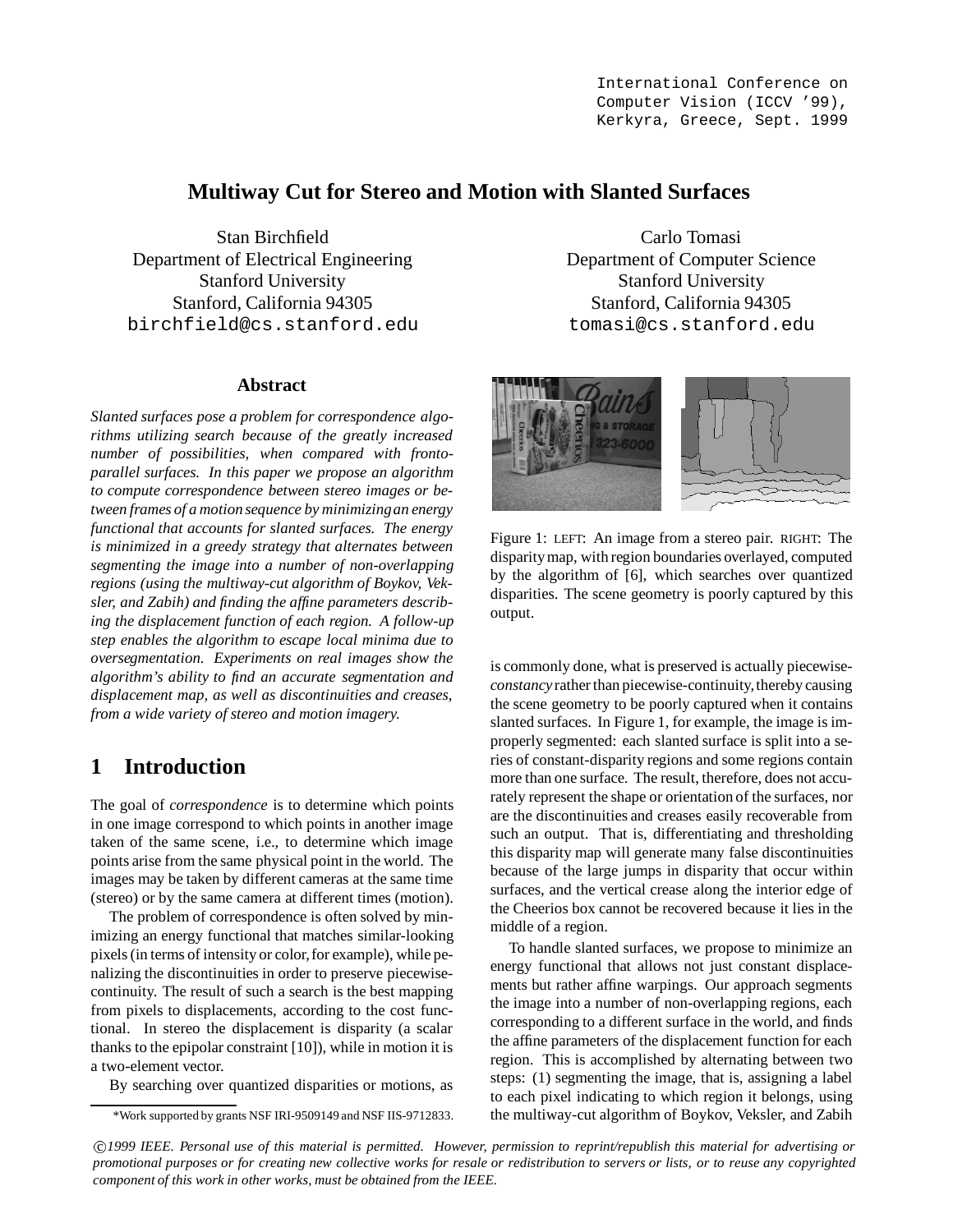International Conference on Computer Vision (ICCV '99), Kerkyra, Greece, Sept. 1999

# Multiway Cut for Stereo and Motion with Slanted Surfaces

Stan Birchfield
Department of Electrical Engineering
Stanford University
Stanford, California 94305
birchfield@cs.stanford.edu

Carlo Tomasi
Department of Computer Science
Stanford University
Stanford, California 94305
tomasi@cs.stanford.edu

## Abstract

*Slanted surfaces pose a problem for correspondence algorithms utilizing search because of the greatly increased number of possibilities, when compared with fronto-parallel surfaces. In this paper we propose an algorithm to compute correspondence between stereo images or between frames of a motion sequence by minimizing an energy functional that accounts for slanted surfaces. The energy is minimized in a greedy strategy that alternates between segmenting the image into a number of non-overlapping regions (using the multiway-cut algorithm of Boykov, Veksler, and Zabih) and finding the affine parameters describing the displacement function of each region. A follow-up step enables the algorithm to escape local minima due to oversegmentation. Experiments on real images show the algorithm's ability to find an accurate segmentation and displacement map, as well as discontinuities and creases, from a wide variety of stereo and motion imagery.*

## 1 Introduction

The goal of *correspondence* is to determine which points in one image correspond to which points in another image taken of the same scene, i.e., to determine which image points arise from the same physical point in the world. The images may be taken by different cameras at the same time (stereo) or by the same camera at different times (motion).

The problem of correspondence is often solved by minimizing an energy functional that matches similar-looking pixels (in terms of intensity or color, for example), while penalizing the discontinuities in order to preserve piecewise-continuity. The result of such a search is the best mapping from pixels to displacements, according to the cost functional. In stereo the displacement is disparity (a scalar thanks to the epipolar constraint [10]), while in motion it is a two-element vector.

By searching over quantized disparities or motions, as is commonly done, what is preserved is actually piecewise-*constancy* rather than piecewise-continuity, thereby causing the scene geometry to be poorly captured when it contains slanted surfaces. In Figure 1, for example, the image is improperly segmented: each slanted surface is split into a series of constant-disparity regions and some regions contain more than one surface. The result, therefore, does not accurately represent the shape or orientation of the surfaces, nor are the discontinuities and creases easily recoverable from such an output. That is, differentiating and thresholding this disparity map will generate many false discontinuities because of the large jumps in disparity that occur within surfaces, and the vertical crease along the interior edge of the Cheerios box cannot be recovered because it lies in the middle of a region.

Figure 1: LEFT: An image from a stereo pair. RIGHT: The disparity map, with region boundaries overlayed, computed by the algorithm of [6], which searches over quantized disparities. The scene geometry is poorly captured by this output.

To handle slanted surfaces, we propose to minimize an energy functional that allows not just constant displacements but rather affine warpings. Our approach segments the image into a number of non-overlapping regions, each corresponding to a different surface in the world, and finds the affine parameters of the displacement function for each region. This is accomplished by alternating between two steps: (1) segmenting the image, that is, assigning a label to each pixel indicating to which region it belongs, using the multiway-cut algorithm of Boykov, Veksler, and Zabih

*Work supported by grants NSF IRI-9509149 and NSF IIS-9712833.

©1999 IEEE. *Personal use of this material is permitted. However, permission to reprint/republish this material for advertising or promotional purposes or for creating new collective works for resale or redistribution to servers or lists, or to reuse any copyrighted component of this work in other works, must be obtained from the IEEE.*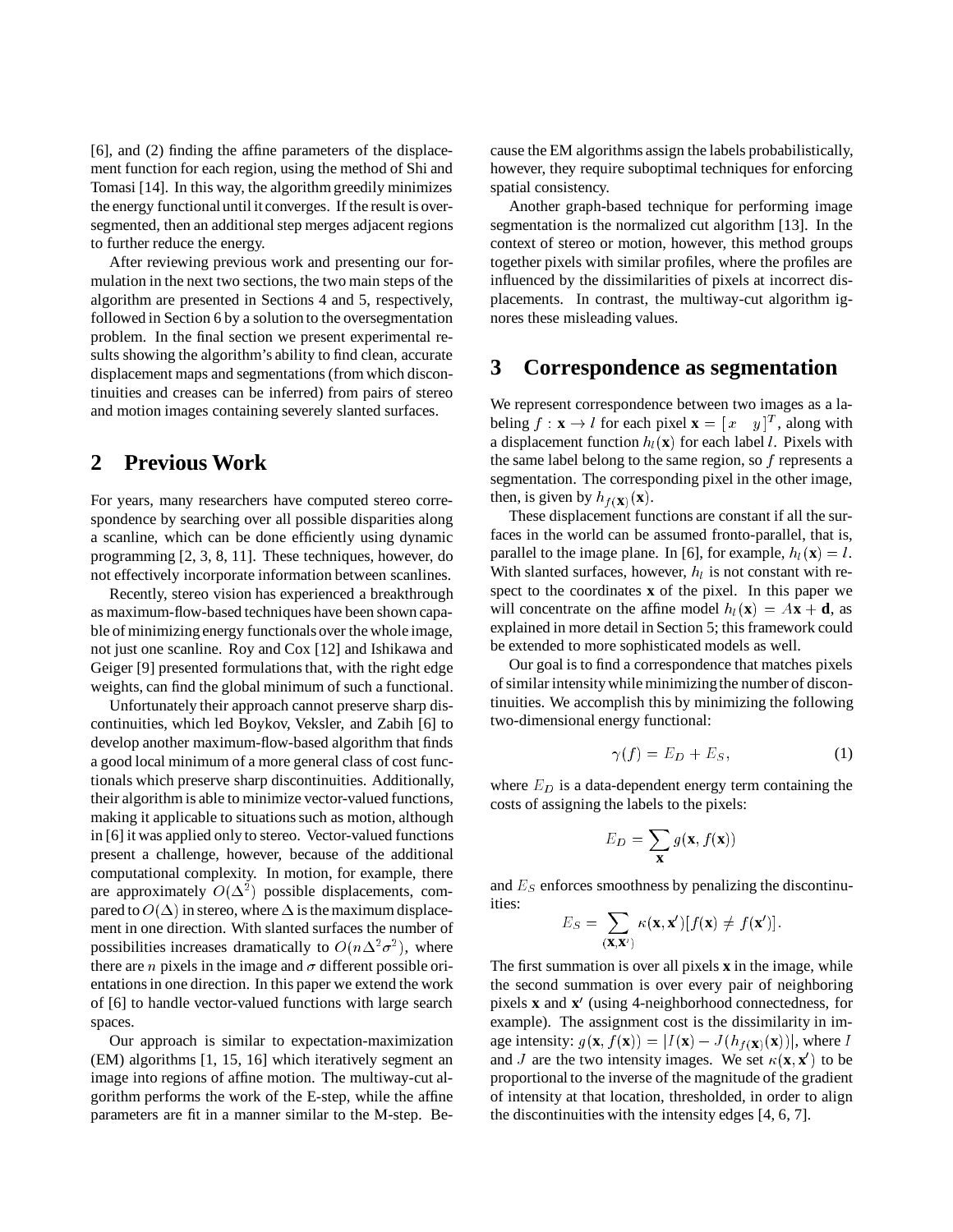[6], and (2) finding the affine parameters of the displacement function for each region, using the method of Shi and Tomasi [14]. In this way, the algorithm greedily minimizes the energy functional until it converges. If the result is oversegmented, then an additional step merges adjacent regions to further reduce the energy.

After reviewing previous work and presenting our formulation in the next two sections, the two main steps of the algorithm are presented in Sections 4 and 5, respectively, followed in Section 6 by a solution to the oversegmentation problem. In the final section we present experimental results showing the algorithm's ability to find clean, accurate displacement maps and segmentations (from which discontinuities and creases can be inferred) from pairs of stereo and motion images containing severely slanted surfaces.

## 2 Previous Work

For years, many researchers have computed stereo correspondence by searching over all possible disparities along a scanline, which can be done efficiently using dynamic programming [2, 3, 8, 11]. These techniques, however, do not effectively incorporate information between scanlines.

Recently, stereo vision has experienced a breakthrough as maximum-flow-based techniques have been shown capable of minimizing energy functionals over the whole image, not just one scanline. Roy and Cox [12] and Ishikawa and Geiger [9] presented formulations that, with the right edge weights, can find the global minimum of such a functional.

Unfortunately their approach cannot preserve sharp discontinuities, which led Boykov, Veksler, and Zabih [6] to develop another maximum-flow-based algorithm that finds a good local minimum of a more general class of cost functionals which preserve sharp discontinuities. Additionally, their algorithm is able to minimize vector-valued functions, making it applicable to situations such as motion, although in [6] it was applied only to stereo. Vector-valued functions present a challenge, however, because of the additional computational complexity. In motion, for example, there are approximately $O(\Delta^2)$ possible displacements, compared to $O(\Delta)$ in stereo, where $\Delta$ is the maximum displacement in one direction. With slanted surfaces the number of possibilities increases dramatically to $O(n\Delta^2\sigma^2)$, where there are $n$ pixels in the image and $\sigma$ different possible orientations in one direction. In this paper we extend the work of [6] to handle vector-valued functions with large search spaces.

Our approach is similar to expectation-maximization (EM) algorithms [1, 15, 16] which iteratively segment an image into regions of affine motion. The multiway-cut algorithm performs the work of the E-step, while the affine parameters are fit in a manner similar to the M-step. Because the EM algorithms assign the labels probabilistically, however, they require suboptimal techniques for enforcing spatial consistency.

Another graph-based technique for performing image segmentation is the normalized cut algorithm [13]. In the context of stereo or motion, however, this method groups together pixels with similar profiles, where the profiles are influenced by the dissimilarities of pixels at incorrect displacements. In contrast, the multiway-cut algorithm ignores these misleading values.

## 3 Correspondence as segmentation

We represent correspondence between two images as a labeling $f : \mathbf{x} \rightarrow l$ for each pixel $\mathbf{x} = [\,x \quad y\,]^T$, along with a displacement function $h_l(\mathbf{x})$ for each label $l$. Pixels with the same label belong to the same region, so $f$ represents a segmentation. The corresponding pixel in the other image, then, is given by $h_{f(\mathbf{x})}(\mathbf{x})$.

These displacement functions are constant if all the surfaces in the world can be assumed fronto-parallel, that is, parallel to the image plane. In [6], for example, $h_l(\mathbf{x}) = l$. With slanted surfaces, however, $h_l$ is not constant with respect to the coordinates $\mathbf{x}$ of the pixel. In this paper we will concentrate on the affine model $h_l(\mathbf{x}) = A\mathbf{x} + \mathbf{d}$, as explained in more detail in Section 5; this framework could be extended to more sophisticated models as well.

Our goal is to find a correspondence that matches pixels of similar intensity while minimizing the number of discontinuities. We accomplish this by minimizing the following two-dimensional energy functional:

$$\gamma(f) = E_D + E_S, \tag{1}$$

where $E_D$ is a data-dependent energy term containing the costs of assigning the labels to the pixels:

$$E_D = \sum_{\mathbf{x}} g(\mathbf{x}, f(\mathbf{x}))$$

and $E_S$ enforces smoothness by penalizing the discontinuities:

$$E_S = \sum_{(\mathbf{x},\mathbf{x}')} \kappa(\mathbf{x}, \mathbf{x}')[f(\mathbf{x}) \neq f(\mathbf{x}')].$$

The first summation is over all pixels $\mathbf{x}$ in the image, while the second summation is over every pair of neighboring pixels $\mathbf{x}$ and $\mathbf{x}'$ (using 4-neighborhood connectedness, for example). The assignment cost is the dissimilarity in image intensity: $g(\mathbf{x}, f(\mathbf{x})) = |I(\mathbf{x}) - J(h_{f(\mathbf{x})}(\mathbf{x}))|$, where $I$ and $J$ are the two intensity images. We set $\kappa(\mathbf{x}, \mathbf{x}')$ to be proportional to the inverse of the magnitude of the gradient of intensity at that location, thresholded, in order to align the discontinuities with the intensity edges [4, 6, 7].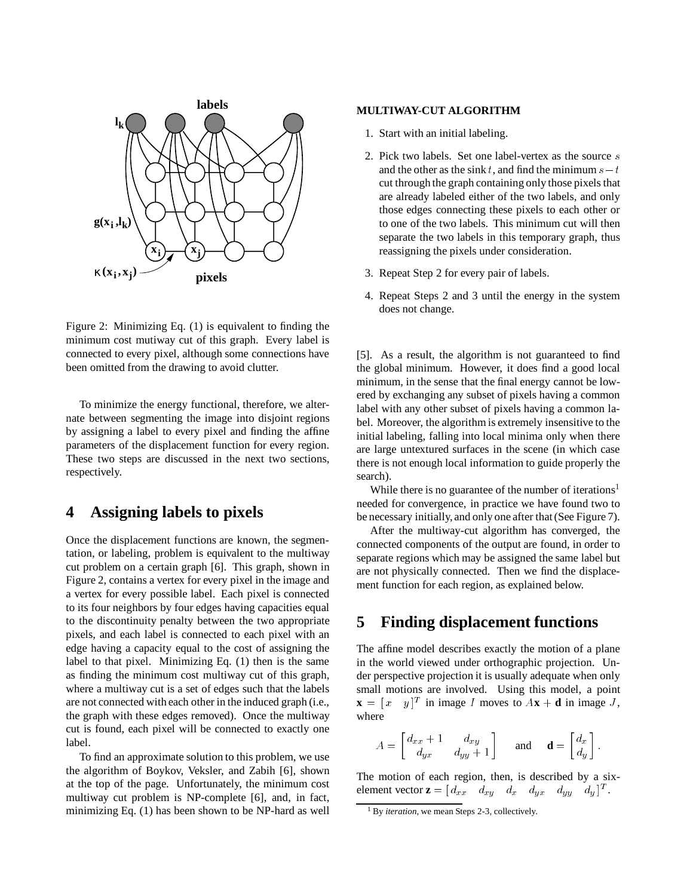Figure 2: Minimizing Eq. (1) is equivalent to finding the minimum cost mutiway cut of this graph. Every label is connected to every pixel, although some connections have been omitted from the drawing to avoid clutter.

To minimize the energy functional, therefore, we alternate between segmenting the image into disjoint regions by assigning a label to every pixel and finding the affine parameters of the displacement function for every region. These two steps are discussed in the next two sections, respectively.

## 4 Assigning labels to pixels

Once the displacement functions are known, the segmentation, or labeling, problem is equivalent to the multiway cut problem on a certain graph [6]. This graph, shown in Figure 2, contains a vertex for every pixel in the image and a vertex for every possible label. Each pixel is connected to its four neighbors by four edges having capacities equal to the discontinuity penalty between the two appropriate pixels, and each label is connected to each pixel with an edge having a capacity equal to the cost of assigning the label to that pixel. Minimizing Eq. (1) then is the same as finding the minimum cost multiway cut of this graph, where a multiway cut is a set of edges such that the labels are not connected with each other in the induced graph (i.e., the graph with these edges removed). Once the multiway cut is found, each pixel will be connected to exactly one label.

To find an approximate solution to this problem, we use the algorithm of Boykov, Veksler, and Zabih [6], shown at the top of the page. Unfortunately, the minimum cost multiway cut problem is NP-complete [6], and, in fact, minimizing Eq. (1) has been shown to be NP-hard as well [5]. As a result, the algorithm is not guaranteed to find the global minimum. However, it does find a good local minimum, in the sense that the final energy cannot be lowered by exchanging any subset of pixels having a common label with any other subset of pixels having a common label. Moreover, the algorithm is extremely insensitive to the initial labeling, falling into local minima only when there are large untextured surfaces in the scene (in which case there is not enough local information to guide properly the search).

**MULTIWAY-CUT ALGORITHM**

1. Start with an initial labeling.
2. Pick two labels. Set one label-vertex as the source $s$ and the other as the sink $t$, and find the minimum $s-t$ cut through the graph containing only those pixels that are already labeled either of the two labels, and only those edges connecting these pixels to each other or to one of the two labels. This minimum cut will then separate the two labels in this temporary graph, thus reassigning the pixels under consideration.
3. Repeat Step 2 for every pair of labels.
4. Repeat Steps 2 and 3 until the energy in the system does not change.

While there is no guarantee of the number of iterations[1] needed for convergence, in practice we have found two to be necessary initially, and only one after that (See Figure 7).

After the multiway-cut algorithm has converged, the connected components of the output are found, in order to separate regions which may be assigned the same label but are not physically connected. Then we find the displacement function for each region, as explained below.

## 5 Finding displacement functions

The affine model describes exactly the motion of a plane in the world viewed under orthographic projection. Under perspective projection it is usually adequate when only small motions are involved. Using this model, a point $\mathbf{x} = [x \quad y]^T$ in image $I$ moves to $A\mathbf{x} + \mathbf{d}$ in image $J$, where

$$A = \begin{bmatrix} d_{xx}+1 & d_{xy} \\ d_{yx} & d_{yy}+1 \end{bmatrix} \quad \text{and} \quad \mathbf{d} = \begin{bmatrix} d_x \\ d_y \end{bmatrix}.$$

The motion of each region, then, is described by a six-element vector $\mathbf{z} = [d_{xx} \quad d_{xy} \quad d_x \quad d_{yx} \quad d_{yy} \quad d_y]^T$.

[1] By *iteration*, we mean Steps 2-3, collectively.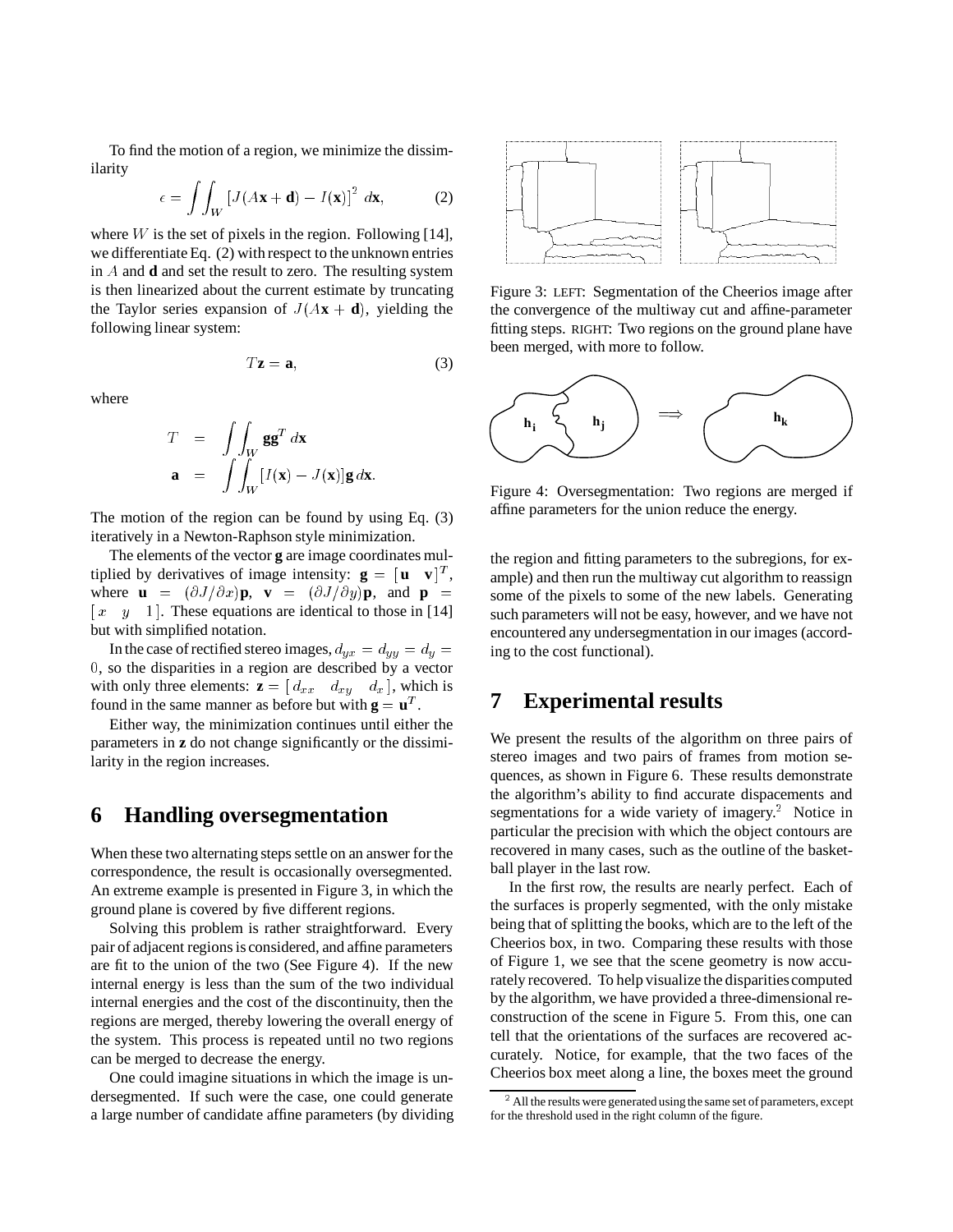To find the motion of a region, we minimize the dissimilarity

$$\epsilon = \iint_W \left[J(A\mathbf{x} + \mathbf{d}) - I(\mathbf{x})\right]^2 \, d\mathbf{x}, \tag{2}$$

where $W$ is the set of pixels in the region. Following [14], we differentiate Eq. (2) with respect to the unknown entries in $A$ and $\mathbf{d}$ and set the result to zero. The resulting system is then linearized about the current estimate by truncating the Taylor series expansion of $J(A\mathbf{x} + \mathbf{d})$, yielding the following linear system:

$$T\mathbf{z} = \mathbf{a}, \tag{3}$$

where

$$\begin{aligned} T &= \iint_W \mathbf{g}\mathbf{g}^T \, d\mathbf{x} \\ \mathbf{a} &= \iint_W [I(\mathbf{x}) - J(\mathbf{x})]\mathbf{g} \, d\mathbf{x}. \end{aligned}$$

The motion of the region can be found by using Eq. (3) iteratively in a Newton-Raphson style minimization.

The elements of the vector $\mathbf{g}$ are image coordinates multiplied by derivatives of image intensity: $\mathbf{g} = [\mathbf{u} \quad \mathbf{v}]^T$, where $\mathbf{u} = (\partial J/\partial x)\mathbf{p}$, $\mathbf{v} = (\partial J/\partial y)\mathbf{p}$, and $\mathbf{p} = [\,x \quad y \quad 1\,]$. These equations are identical to those in [14] but with simplified notation.

In the case of rectified stereo images, $d_{yx} = d_{yy} = d_y = 0$, so the disparities in a region are described by a vector with only three elements: $\mathbf{z} = [\,d_{xx} \quad d_{xy} \quad d_x\,]$, which is found in the same manner as before but with $\mathbf{g} = \mathbf{u}^T$.

Either way, the minimization continues until either the parameters in $\mathbf{z}$ do not change significantly or the dissimilarity in the region increases.

# 6 Handling oversegmentation

When these two alternating steps settle on an answer for the correspondence, the result is occasionally oversegmented. An extreme example is presented in Figure 3, in which the ground plane is covered by five different regions.

Solving this problem is rather straightforward. Every pair of adjacent regions is considered, and affine parameters are fit to the union of the two (See Figure 4). If the new internal energy is less than the sum of the two individual internal energies and the cost of the discontinuity, then the regions are merged, thereby lowering the overall energy of the system. This process is repeated until no two regions can be merged to decrease the energy.

One could imagine situations in which the image is undersegmented. If such were the case, one could generate a large number of candidate affine parameters (by dividing the region and fitting parameters to the subregions, for example) and then run the multiway cut algorithm to reassign some of the pixels to some of the new labels. Generating such parameters will not be easy, however, and we have not encountered any undersegmentation in our images (according to the cost functional).

Figure 3: LEFT: Segmentation of the Cheerios image after the convergence of the multiway cut and affine-parameter fitting steps. RIGHT: Two regions on the ground plane have been merged, with more to follow.

Figure 4: Oversegmentation: Two regions are merged if affine parameters for the union reduce the energy.

# 7 Experimental results

We present the results of the algorithm on three pairs of stereo images and two pairs of frames from motion sequences, as shown in Figure 6. These results demonstrate the algorithm's ability to find accurate dispacements and segmentations for a wide variety of imagery.[2] Notice in particular the precision with which the object contours are recovered in many cases, such as the outline of the basketball player in the last row.

In the first row, the results are nearly perfect. Each of the surfaces is properly segmented, with the only mistake being that of splitting the books, which are to the left of the Cheerios box, in two. Comparing these results with those of Figure 1, we see that the scene geometry is now accurately recovered. To help visualize the disparities computed by the algorithm, we have provided a three-dimensional reconstruction of the scene in Figure 5. From this, one can tell that the orientations of the surfaces are recovered accurately. Notice, for example, that the two faces of the Cheerios box meet along a line, the boxes meet the ground

[2] All the results were generated using the same set of parameters, except for the threshold used in the right column of the figure.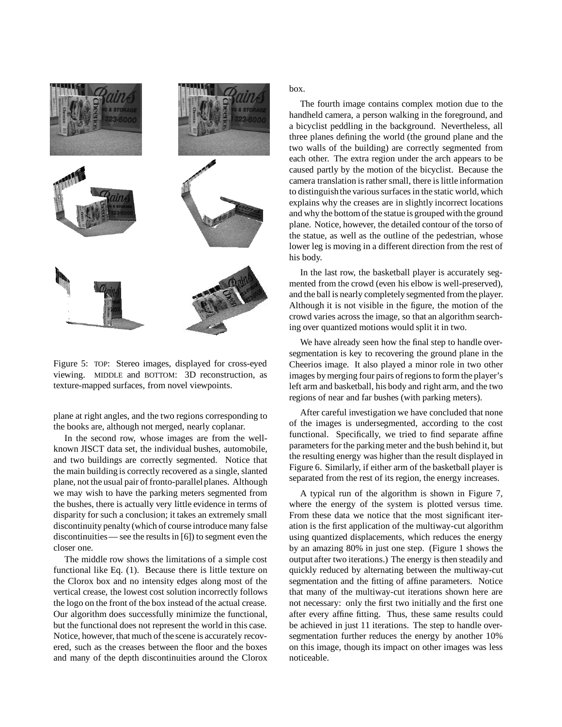Figure 5: TOP: Stereo images, displayed for cross-eyed viewing. MIDDLE and BOTTOM: 3D reconstruction, as texture-mapped surfaces, from novel viewpoints.

plane at right angles, and the two regions corresponding to the books are, although not merged, nearly coplanar.

In the second row, whose images are from the well-known JISCT data set, the individual bushes, automobile, and two buildings are correctly segmented. Notice that the main building is correctly recovered as a single, slanted plane, not the usual pair of fronto-parallel planes. Although we may wish to have the parking meters segmented from the bushes, there is actually very little evidence in terms of disparity for such a conclusion; it takes an extremely small discontinuity penalty (which of course introduce many false discontinuities — see the results in [6]) to segment even the closer one.

The middle row shows the limitations of a simple cost functional like Eq. (1). Because there is little texture on the Clorox box and no intensity edges along most of the vertical crease, the lowest cost solution incorrectly follows the logo on the front of the box instead of the actual crease. Our algorithm does successfully minimize the functional, but the functional does not represent the world in this case. Notice, however, that much of the scene is accurately recovered, such as the creases between the floor and the boxes and many of the depth discontinuities around the Clorox box.

The fourth image contains complex motion due to the handheld camera, a person walking in the foreground, and a bicyclist peddling in the background. Nevertheless, all three planes defining the world (the ground plane and the two walls of the building) are correctly segmented from each other. The extra region under the arch appears to be caused partly by the motion of the bicyclist. Because the camera translation is rather small, there is little information to distinguish the various surfaces in the static world, which explains why the creases are in slightly incorrect locations and why the bottom of the statue is grouped with the ground plane. Notice, however, the detailed contour of the torso of the statue, as well as the outline of the pedestrian, whose lower leg is moving in a different direction from the rest of his body.

In the last row, the basketball player is accurately segmented from the crowd (even his elbow is well-preserved), and the ball is nearly completely segmented from the player. Although it is not visible in the figure, the motion of the crowd varies across the image, so that an algorithm searching over quantized motions would split it in two.

We have already seen how the final step to handle oversegmentation is key to recovering the ground plane in the Cheerios image. It also played a minor role in two other images by merging four pairs of regions to form the player's left arm and basketball, his body and right arm, and the two regions of near and far bushes (with parking meters).

After careful investigation we have concluded that none of the images is undersegmented, according to the cost functional. Specifically, we tried to find separate affine parameters for the parking meter and the bush behind it, but the resulting energy was higher than the result displayed in Figure 6. Similarly, if either arm of the basketball player is separated from the rest of its region, the energy increases.

A typical run of the algorithm is shown in Figure 7, where the energy of the system is plotted versus time. From these data we notice that the most significant iteration is the first application of the multiway-cut algorithm using quantized displacements, which reduces the energy by an amazing 80% in just one step. (Figure 1 shows the output after two iterations.) The energy is then steadily and quickly reduced by alternating between the multiway-cut segmentation and the fitting of affine parameters. Notice that many of the multiway-cut iterations shown here are not necessary: only the first two initially and the first one after every affine fitting. Thus, these same results could be achieved in just 11 iterations. The step to handle oversegmentation further reduces the energy by another 10% on this image, though its impact on other images was less noticeable.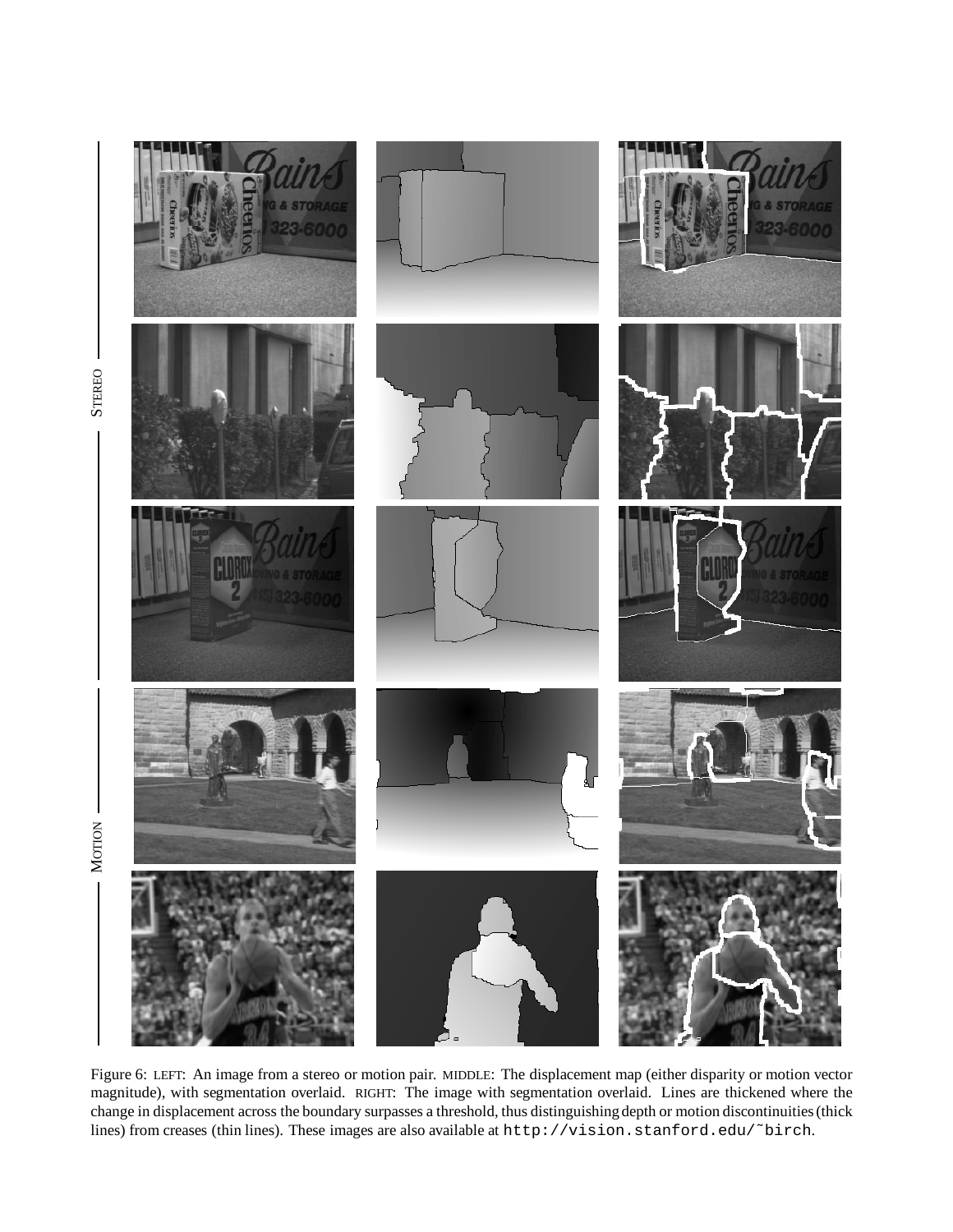Figure 6: LEFT: An image from a stereo or motion pair. MIDDLE: The displacement map (either disparity or motion vector magnitude), with segmentation overlaid. RIGHT: The image with segmentation overlaid. Lines are thickened where the change in displacement across the boundary surpasses a threshold, thus distinguishing depth or motion discontinuities (thick lines) from creases (thin lines). These images are also available at `http://vision.stanford.edu/~birch`.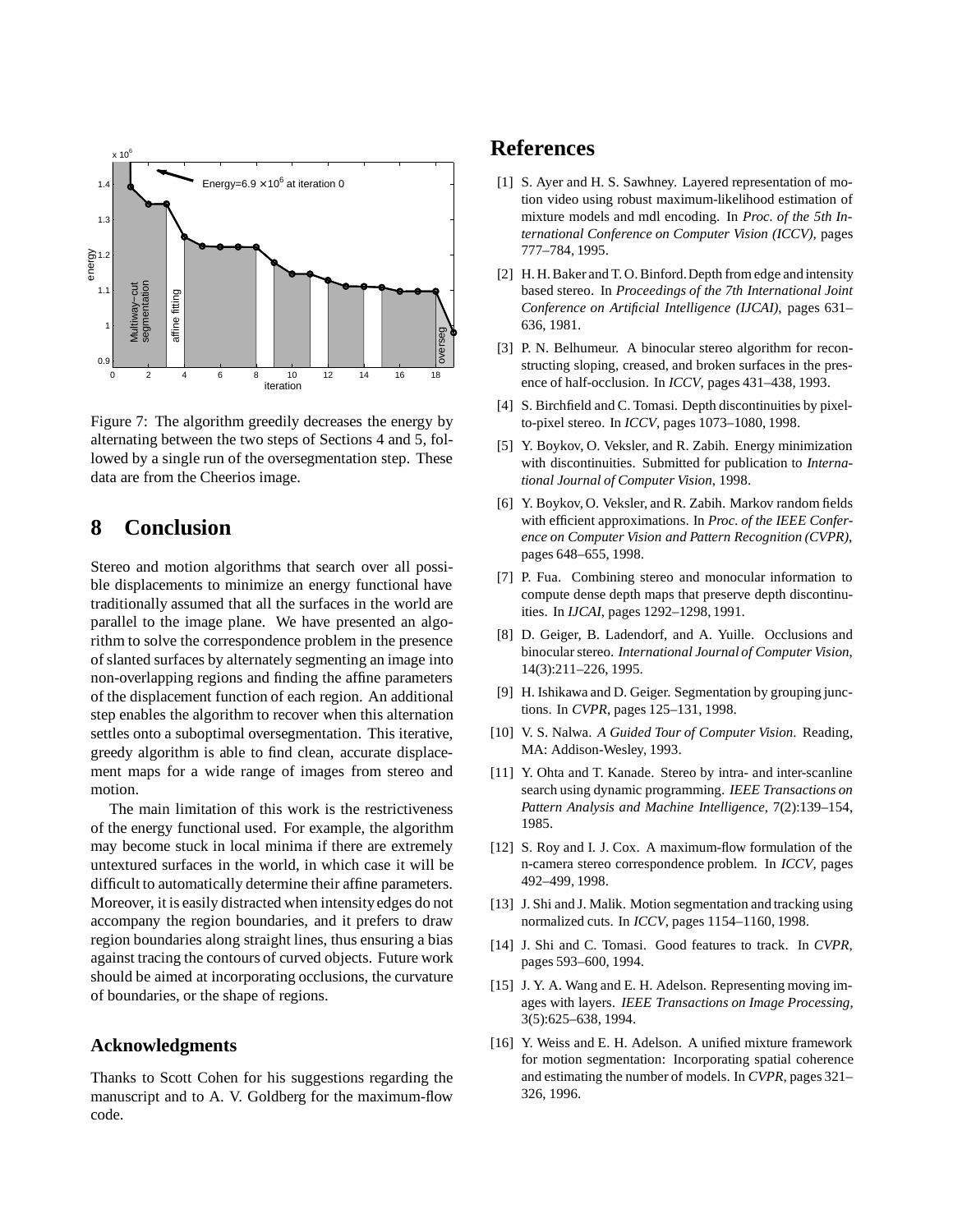x $10^6$

1.4

1.3

1.2

1.1

1

0.9

energy

Energy=6.9 $\times 10^6$ at iteration 0

Multiway–cut segmentation

affine fitting

overseg

0 2 4 6 8 10 12 14 16 18

iteration

Figure 7: The algorithm greedily decreases the energy by alternating between the two steps of Sections 4 and 5, followed by a single run of the oversegmentation step. These data are from the Cheerios image.

# 8 Conclusion

Stereo and motion algorithms that search over all possible displacements to minimize an energy functional have traditionally assumed that all the surfaces in the world are parallel to the image plane. We have presented an algorithm to solve the correspondence problem in the presence of slanted surfaces by alternately segmenting an image into non-overlapping regions and finding the affine parameters of the displacement function of each region. An additional step enables the algorithm to recover when this alternation settles onto a suboptimal oversegmentation. This iterative, greedy algorithm is able to find clean, accurate displacement maps for a wide range of images from stereo and motion.

The main limitation of this work is the restrictiveness of the energy functional used. For example, the algorithm may become stuck in local minima if there are extremely untextured surfaces in the world, in which case it will be difficult to automatically determine their affine parameters. Moreover, it is easily distracted when intensity edges do not accompany the region boundaries, and it prefers to draw region boundaries along straight lines, thus ensuring a bias against tracing the contours of curved objects. Future work should be aimed at incorporating occlusions, the curvature of boundaries, or the shape of regions.

## Acknowledgments

Thanks to Scott Cohen for his suggestions regarding the manuscript and to A. V. Goldberg for the maximum-flow code.

# References

[1] S. Ayer and H. S. Sawhney. Layered representation of motion video using robust maximum-likelihood estimation of mixture models and mdl encoding. In *Proc. of the 5th International Conference on Computer Vision (ICCV)*, pages 777–784, 1995.

[2] H. H. Baker and T. O. Binford. Depth from edge and intensity based stereo. In *Proceedings of the 7th International Joint Conference on Artificial Intelligence (IJCAI)*, pages 631–636, 1981.

[3] P. N. Belhumeur. A binocular stereo algorithm for reconstructing sloping, creased, and broken surfaces in the presence of half-occlusion. In *ICCV*, pages 431–438, 1993.

[4] S. Birchfield and C. Tomasi. Depth discontinuities by pixel-to-pixel stereo. In *ICCV*, pages 1073–1080, 1998.

[5] Y. Boykov, O. Veksler, and R. Zabih. Energy minimization with discontinuities. Submitted for publication to *International Journal of Computer Vision*, 1998.

[6] Y. Boykov, O. Veksler, and R. Zabih. Markov random fields with efficient approximations. In *Proc. of the IEEE Conference on Computer Vision and Pattern Recognition (CVPR)*, pages 648–655, 1998.

[7] P. Fua. Combining stereo and monocular information to compute dense depth maps that preserve depth discontinuities. In *IJCAI*, pages 1292–1298, 1991.

[8] D. Geiger, B. Ladendorf, and A. Yuille. Occlusions and binocular stereo. *International Journal of Computer Vision*, 14(3):211–226, 1995.

[9] H. Ishikawa and D. Geiger. Segmentation by grouping junctions. In *CVPR*, pages 125–131, 1998.

[10] V. S. Nalwa. *A Guided Tour of Computer Vision*. Reading, MA: Addison-Wesley, 1993.

[11] Y. Ohta and T. Kanade. Stereo by intra- and inter-scanline search using dynamic programming. *IEEE Transactions on Pattern Analysis and Machine Intelligence*, 7(2):139–154, 1985.

[12] S. Roy and I. J. Cox. A maximum-flow formulation of the n-camera stereo correspondence problem. In *ICCV*, pages 492–499, 1998.

[13] J. Shi and J. Malik. Motion segmentation and tracking using normalized cuts. In *ICCV*, pages 1154–1160, 1998.

[14] J. Shi and C. Tomasi. Good features to track. In *CVPR*, pages 593–600, 1994.

[15] J. Y. A. Wang and E. H. Adelson. Representing moving images with layers. *IEEE Transactions on Image Processing*, 3(5):625–638, 1994.

[16] Y. Weiss and E. H. Adelson. A unified mixture framework for motion segmentation: Incorporating spatial coherence and estimating the number of models. In *CVPR*, pages 321–326, 1996.